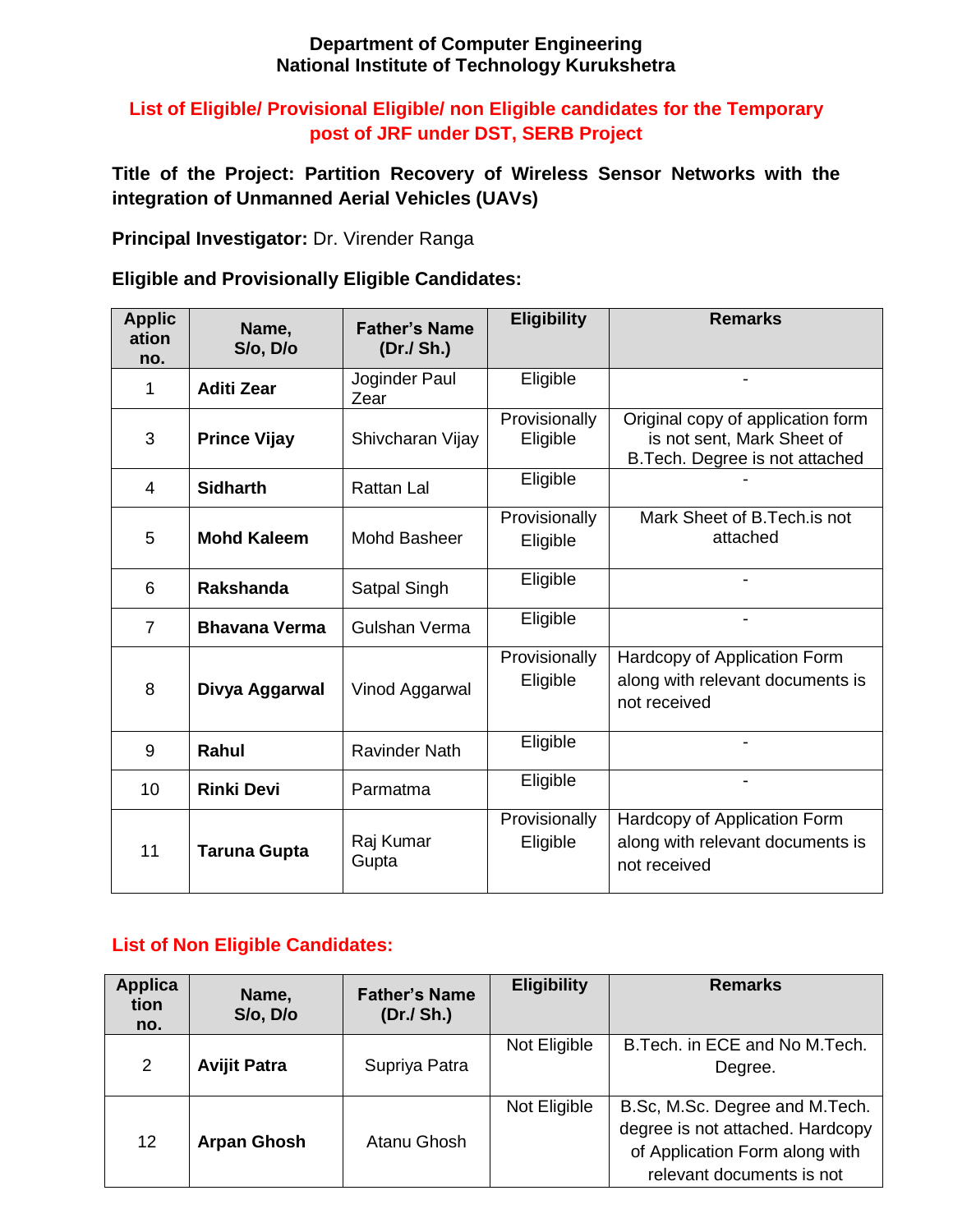**Department of Computer Engineering**
**National Institute of Technology Kurukshetra**

## List of Eligible/ Provisional Eligible/ non Eligible candidates for the Temporary post of JRF under DST, SERB Project

**Title of the Project: Partition Recovery of Wireless Sensor Networks with the integration of Unmanned Aerial Vehicles (UAVs)**

**Principal Investigator:** Dr. Virender Ranga

**Eligible and Provisionally Eligible Candidates:**

| Application no. | Name, S/o, D/o | Father's Name (Dr./ Sh.) | Eligibility | Remarks |
|---|---|---|---|---|
| 1 | **Aditi Zear** | Joginder Paul Zear | Eligible | - |
| 3 | **Prince Vijay** | Shivcharan Vijay | Provisionally Eligible | Original copy of application form is not sent, Mark Sheet of B.Tech. Degree is not attached |
| 4 | **Sidharth** | Rattan Lal | Eligible | - |
| 5 | **Mohd Kaleem** | Mohd Basheer | Provisionally Eligible | Mark Sheet of B.Tech.is not attached |
| 6 | **Rakshanda** | Satpal Singh | Eligible | - |
| 7 | **Bhavana Verma** | Gulshan Verma | Eligible | - |
| 8 | **Divya Aggarwal** | Vinod Aggarwal | Provisionally Eligible | Hardcopy of Application Form along with relevant documents is not received |
| 9 | **Rahul** | Ravinder Nath | Eligible | - |
| 10 | **Rinki Devi** | Parmatma | Eligible | - |
| 11 | **Taruna Gupta** | Raj Kumar Gupta | Provisionally Eligible | Hardcopy of Application Form along with relevant documents is not received |

**List of Non Eligible Candidates:**

| Application no. | Name, S/o, D/o | Father's Name (Dr./ Sh.) | Eligibility | Remarks |
|---|---|---|---|---|
| 2 | **Avijit Patra** | Supriya Patra | Not Eligible | B.Tech. in ECE and No M.Tech. Degree. |
| 12 | **Arpan Ghosh** | Atanu Ghosh | Not Eligible | B.Sc, M.Sc. Degree and M.Tech. degree is not attached. Hardcopy of Application Form along with relevant documents is not |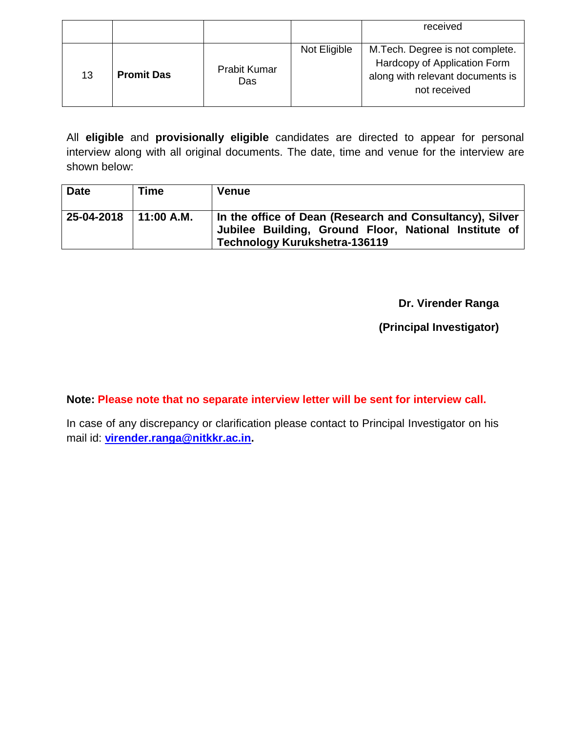| | | | | |
|---|---|---|---|---|
| | | | | received |
| 13 | **Promit Das** | Prabit Kumar Das | Not Eligible | M.Tech. Degree is not complete. Hardcopy of Application Form along with relevant documents is not received |

All **eligible** and **provisionally eligible** candidates are directed to appear for personal interview along with all original documents. The date, time and venue for the interview are shown below:

| **Date** | **Time** | **Venue** |
|---|---|---|
| **25-04-2018** | **11:00 A.M.** | **In the office of Dean (Research and Consultancy), Silver Jubilee Building, Ground Floor, National Institute of Technology Kurukshetra-136119** |

**Dr. Virender Ranga**

**(Principal Investigator)**

**Note: Please note that no separate interview letter will be sent for interview call.**

In case of any discrepancy or clarification please contact to Principal Investigator on his mail id: **virender.ranga@nitkkr.ac.in**.